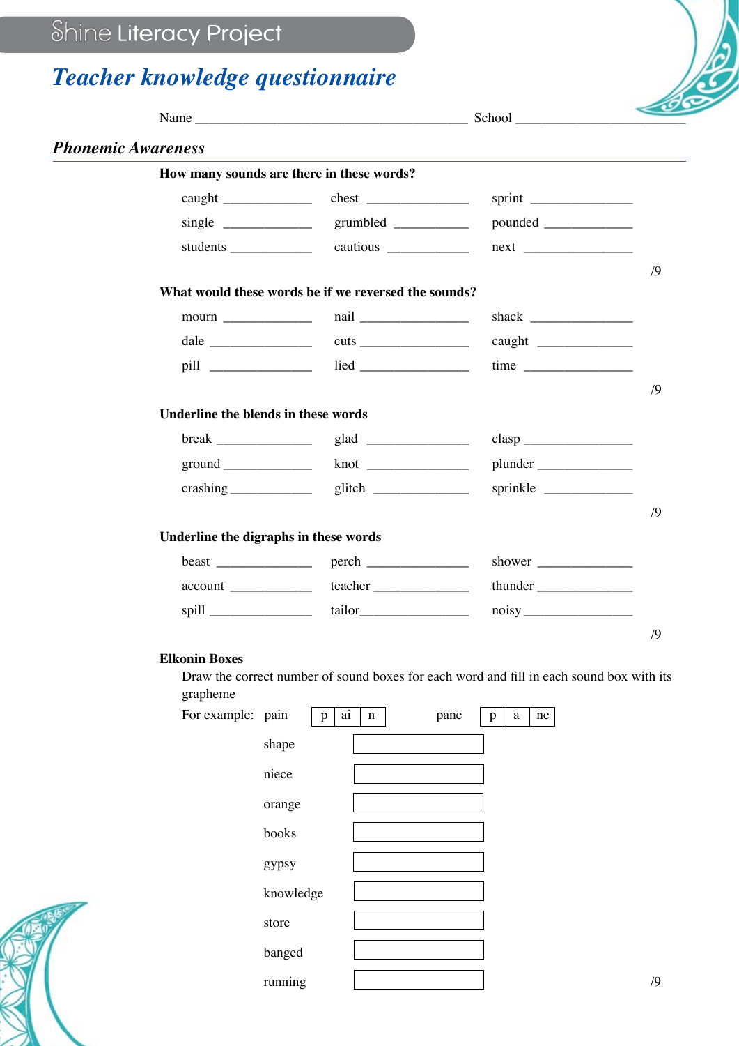Shine Literacy Project

# *Teacher knowledge questionnaire*

Name ________________________________________ School ________________________

## *Phonemic Awareness*

**How many sounds are there in these words?**

| | | |
|---|---|---|
| caught ____________ | chest ______________ | sprint ______________ |
| single ____________ | grumbled ___________ | pounded _____________ |
| students ___________ | cautious ___________ | next _______________ |

/9

**What would these words be if we reversed the sounds?**

| | | |
|---|---|---|
| mourn ____________ | nail ________________ | shack ______________ |
| dale ______________ | cuts ________________ | caught _____________ |
| pill ______________ | lied ________________ | time ________________ |

/9

**Underline the blends in these words**

| | | |
|---|---|---|
| break _____________ | glad ______________ | clasp ________________ |
| ground ____________ | knot ______________ | plunder ______________ |
| crashing ___________ | glitch _____________ | sprinkle _____________ |

/9

**Underline the digraphs in these words**

| | | |
|---|---|---|
| beast _____________ | perch ______________ | shower ______________ |
| account ___________ | teacher _____________ | thunder ______________ |
| spill ______________ | tailor________________ | noisy ________________ |

/9

**Elkonin Boxes**

Draw the correct number of sound boxes for each word and fill in each sound box with its grapheme

For example: pain | p | ai | n |     pane | p | a | ne |

shape [ ]

niece [ ]

orange [ ]

books [ ]

gypsy [ ]

knowledge [ ]

store [ ]

banged [ ]

running [ ]

/9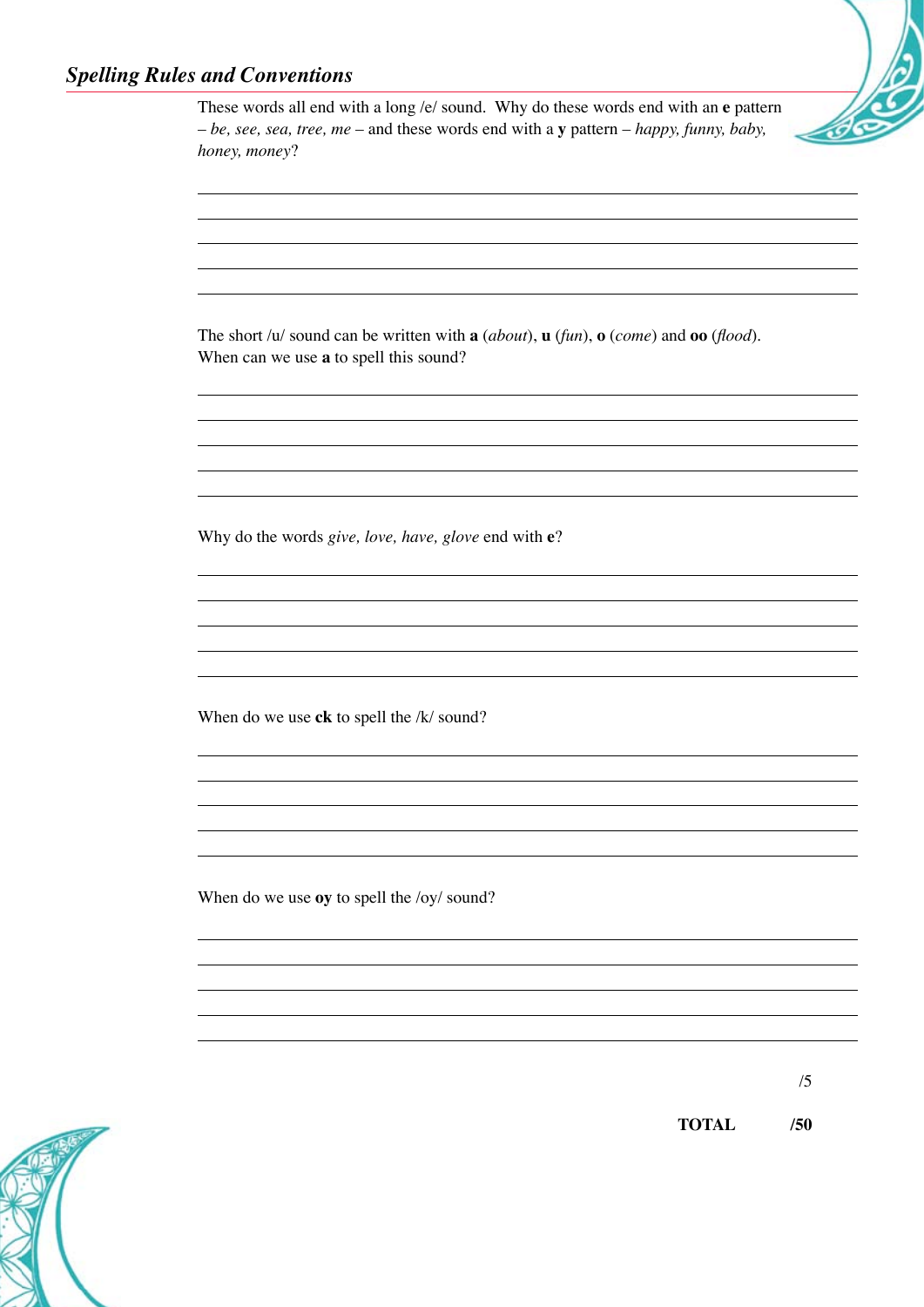*Spelling Rules and Conventions*

These words all end with a long /e/ sound. Why do these words end with an **e** pattern – *be, see, sea, tree, me* – and these words end with a **y** pattern – *happy, funny, baby, honey, money*?

The short /u/ sound can be written with **a** (*about*), **u** (*fun*), **o** (*come*) and **oo** (*flood*). When can we use **a** to spell this sound?

Why do the words *give, love, have, glove* end with **e**?

When do we use **ck** to spell the /k/ sound?

When do we use **oy** to spell the /oy/ sound?

/5

**TOTAL /50**